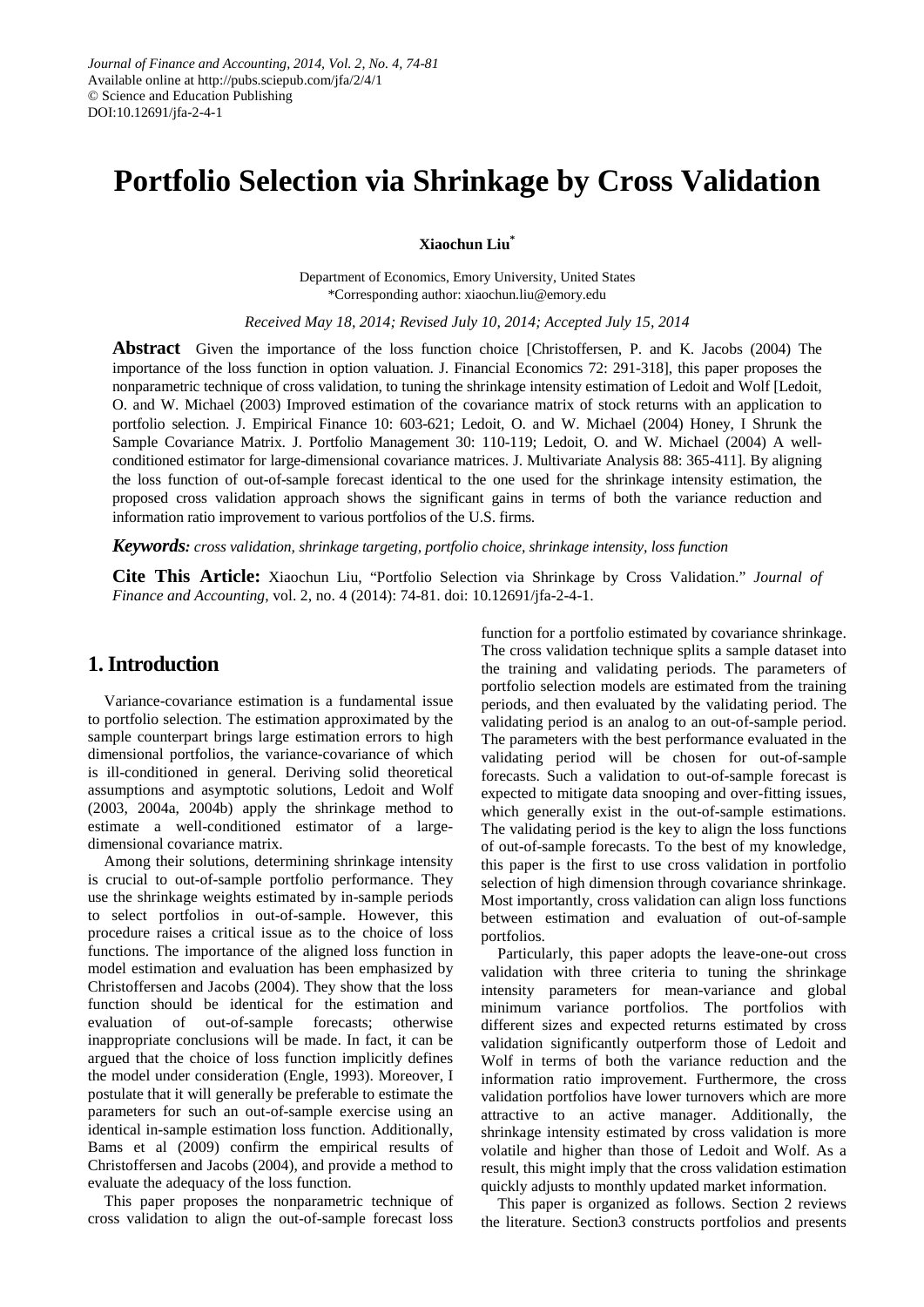# Portfolio Selection via Shrinkage by Cross Validation

**Xiaochun Liu***

Department of Economics, Emory University, United States
*Corresponding author: xiaochun.liu@emory.edu

*Received May 18, 2014; Revised July 10, 2014; Accepted July 15, 2014*

**Abstract** Given the importance of the loss function choice [Christoffersen, P. and K. Jacobs (2004) The importance of the loss function in option valuation. J. Financial Economics 72: 291-318], this paper proposes the nonparametric technique of cross validation, to tuning the shrinkage intensity estimation of Ledoit and Wolf [Ledoit, O. and W. Michael (2003) Improved estimation of the covariance matrix of stock returns with an application to portfolio selection. J. Empirical Finance 10: 603-621; Ledoit, O. and W. Michael (2004) Honey, I Shrunk the Sample Covariance Matrix. J. Portfolio Management 30: 110-119; Ledoit, O. and W. Michael (2004) A well-conditioned estimator for large-dimensional covariance matrices. J. Multivariate Analysis 88: 365-411]. By aligning the loss function of out-of-sample forecast identical to the one used for the shrinkage intensity estimation, the proposed cross validation approach shows the significant gains in terms of both the variance reduction and information ratio improvement to various portfolios of the U.S. firms.

***Keywords:*** *cross validation, shrinkage targeting, portfolio choice, shrinkage intensity, loss function*

**Cite This Article:** Xiaochun Liu, "Portfolio Selection via Shrinkage by Cross Validation." *Journal of Finance and Accounting*, vol. 2, no. 4 (2014): 74-81. doi: 10.12691/jfa-2-4-1.

## 1. Introduction

Variance-covariance estimation is a fundamental issue to portfolio selection. The estimation approximated by the sample counterpart brings large estimation errors to high dimensional portfolios, the variance-covariance of which is ill-conditioned in general. Deriving solid theoretical assumptions and asymptotic solutions, Ledoit and Wolf (2003, 2004a, 2004b) apply the shrinkage method to estimate a well-conditioned estimator of a large-dimensional covariance matrix.

Among their solutions, determining shrinkage intensity is crucial to out-of-sample portfolio performance. They use the shrinkage weights estimated by in-sample periods to select portfolios in out-of-sample. However, this procedure raises a critical issue as to the choice of loss functions. The importance of the aligned loss function in model estimation and evaluation has been emphasized by Christoffersen and Jacobs (2004). They show that the loss function should be identical for the estimation and evaluation of out-of-sample forecasts; otherwise inappropriate conclusions will be made. In fact, it can be argued that the choice of loss function implicitly defines the model under consideration (Engle, 1993). Moreover, I postulate that it will generally be preferable to estimate the parameters for such an out-of-sample exercise using an identical in-sample estimation loss function. Additionally, Bams et al (2009) confirm the empirical results of Christoffersen and Jacobs (2004), and provide a method to evaluate the adequacy of the loss function.

This paper proposes the nonparametric technique of cross validation to align the out-of-sample forecast loss function for a portfolio estimated by covariance shrinkage. The cross validation technique splits a sample dataset into the training and validating periods. The parameters of portfolio selection models are estimated from the training periods, and then evaluated by the validating period. The validating period is an analog to an out-of-sample period. The parameters with the best performance evaluated in the validating period will be chosen for out-of-sample forecasts. Such a validation to out-of-sample forecast is expected to mitigate data snooping and over-fitting issues, which generally exist in the out-of-sample estimations. The validating period is the key to align the loss functions of out-of-sample forecasts. To the best of my knowledge, this paper is the first to use cross validation in portfolio selection of high dimension through covariance shrinkage. Most importantly, cross validation can align loss functions between estimation and evaluation of out-of-sample portfolios.

Particularly, this paper adopts the leave-one-out cross validation with three criteria to tuning the shrinkage intensity parameters for mean-variance and global minimum variance portfolios. The portfolios with different sizes and expected returns estimated by cross validation significantly outperform those of Ledoit and Wolf in terms of both the variance reduction and the information ratio improvement. Furthermore, the cross validation portfolios have lower turnovers which are more attractive to an active manager. Additionally, the shrinkage intensity estimated by cross validation is more volatile and higher than those of Ledoit and Wolf. As a result, this might imply that the cross validation estimation quickly adjusts to monthly updated market information.

This paper is organized as follows. Section 2 reviews the literature. Section3 constructs portfolios and presents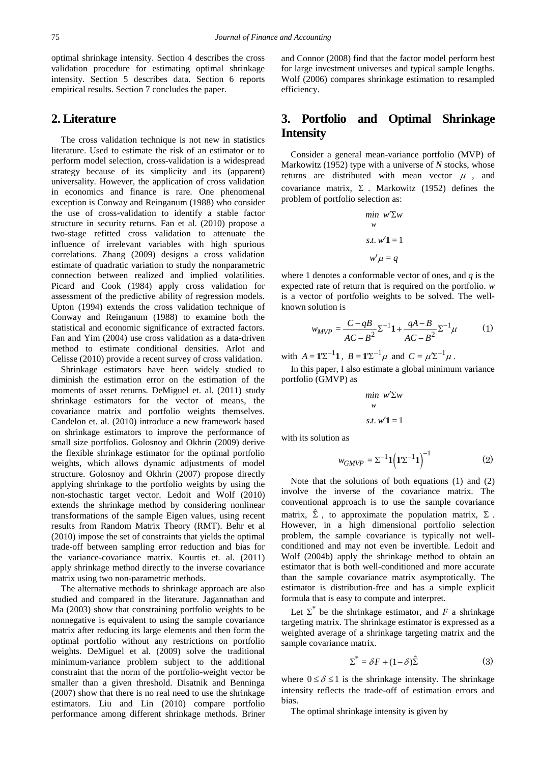optimal shrinkage intensity. Section 4 describes the cross validation procedure for estimating optimal shrinkage intensity. Section 5 describes data. Section 6 reports empirical results. Section 7 concludes the paper.

## 2. Literature

The cross validation technique is not new in statistics literature. Used to estimate the risk of an estimator or to perform model selection, cross-validation is a widespread strategy because of its simplicity and its (apparent) universality. However, the application of cross validation in economics and finance is rare. One phenomenal exception is Conway and Reinganum (1988) who consider the use of cross-validation to identify a stable factor structure in security returns. Fan et al. (2010) propose a two-stage refitted cross validation to attenuate the influence of irrelevant variables with high spurious correlations. Zhang (2009) designs a cross validation estimate of quadratic variation to study the nonparametric connection between realized and implied volatilities. Picard and Cook (1984) apply cross validation for assessment of the predictive ability of regression models. Upton (1994) extends the cross validation technique of Conway and Reinganum (1988) to examine both the statistical and economic significance of extracted factors. Fan and Yim (2004) use cross validation as a data-driven method to estimate conditional densities. Arlot and Celisse (2010) provide a recent survey of cross validation.

Shrinkage estimators have been widely studied to diminish the estimation error on the estimation of the moments of asset returns. DeMiguel et. al. (2011) study shrinkage estimators for the vector of means, the covariance matrix and portfolio weights themselves. Candelon et. al. (2010) introduce a new framework based on shrinkage estimators to improve the performance of small size portfolios. Golosnoy and Okhrin (2009) derive the flexible shrinkage estimator for the optimal portfolio weights, which allows dynamic adjustments of model structure. Golosnoy and Okhrin (2007) propose directly applying shrinkage to the portfolio weights by using the non-stochastic target vector. Ledoit and Wolf (2010) extends the shrinkage method by considering nonlinear transformations of the sample Eigen values, using recent results from Random Matrix Theory (RMT). Behr et al (2010) impose the set of constraints that yields the optimal trade-off between sampling error reduction and bias for the variance-covariance matrix. Kourtis et. al. (2011) apply shrinkage method directly to the inverse covariance matrix using two non-parametric methods.

The alternative methods to shrinkage approach are also studied and compared in the literature. Jagannathan and Ma (2003) show that constraining portfolio weights to be nonnegative is equivalent to using the sample covariance matrix after reducing its large elements and then form the optimal portfolio without any restrictions on portfolio weights. DeMiguel et al. (2009) solve the traditional minimum-variance problem subject to the additional constraint that the norm of the portfolio-weight vector be smaller than a given threshold. Disatnik and Benninga (2007) show that there is no real need to use the shrinkage estimators. Liu and Lin (2010) compare portfolio performance among different shrinkage methods. Briner and Connor (2008) find that the factor model perform best for large investment universes and typical sample lengths. Wolf (2006) compares shrinkage estimation to resampled efficiency.

## 3. Portfolio and Optimal Shrinkage Intensity

Consider a general mean-variance portfolio (MVP) of Markowitz (1952) type with a universe of $N$ stocks, whose returns are distributed with mean vector $\mu$, and covariance matrix, $\Sigma$. Markowitz (1952) defines the problem of portfolio selection as:

$$\min_{w} \ w'\Sigma w$$

$$s.t. \ w'\mathbf{1} = 1$$

$$w'\mu = q$$

where 1 denotes a conformable vector of ones, and $q$ is the expected rate of return that is required on the portfolio. $w$ is a vector of portfolio weights to be solved. The well-known solution is

$$w_{MVP} = \frac{C - qB}{AC - B^2}\Sigma^{-1}\mathbf{1} + \frac{qA - B}{AC - B^2}\Sigma^{-1}\mu \qquad (1)$$

with $A = \mathbf{1}'\Sigma^{-1}\mathbf{1}$, $B = \mathbf{1}'\Sigma^{-1}\mu$ and $C = \mu'\Sigma^{-1}\mu$.

In this paper, I also estimate a global minimum variance portfolio (GMVP) as

$$\min_{w} \ w'\Sigma w$$

$$s.t. \ w'\mathbf{1} = 1$$

with its solution as

$$w_{GMVP} = \Sigma^{-1}\mathbf{1}\left(\mathbf{1}'\Sigma^{-1}\mathbf{1}\right)^{-1} \qquad (2)$$

Note that the solutions of both equations (1) and (2) involve the inverse of the covariance matrix. The conventional approach is to use the sample covariance matrix, $\hat{\Sigma}$, to approximate the population matrix, $\Sigma$. However, in a high dimensional portfolio selection problem, the sample covariance is typically not well-conditioned and may not even be invertible. Ledoit and Wolf (2004b) apply the shrinkage method to obtain an estimator that is both well-conditioned and more accurate than the sample covariance matrix asymptotically. The estimator is distribution-free and has a simple explicit formula that is easy to compute and interpret.

Let $\Sigma^*$ be the shrinkage estimator, and $F$ a shrinkage targeting matrix. The shrinkage estimator is expressed as a weighted average of a shrinkage targeting matrix and the sample covariance matrix.

$$\Sigma^* = \delta F + (1 - \delta)\hat{\Sigma} \qquad (3)$$

where $0 \leq \delta \leq 1$ is the shrinkage intensity. The shrinkage intensity reflects the trade-off of estimation errors and bias.

The optimal shrinkage intensity is given by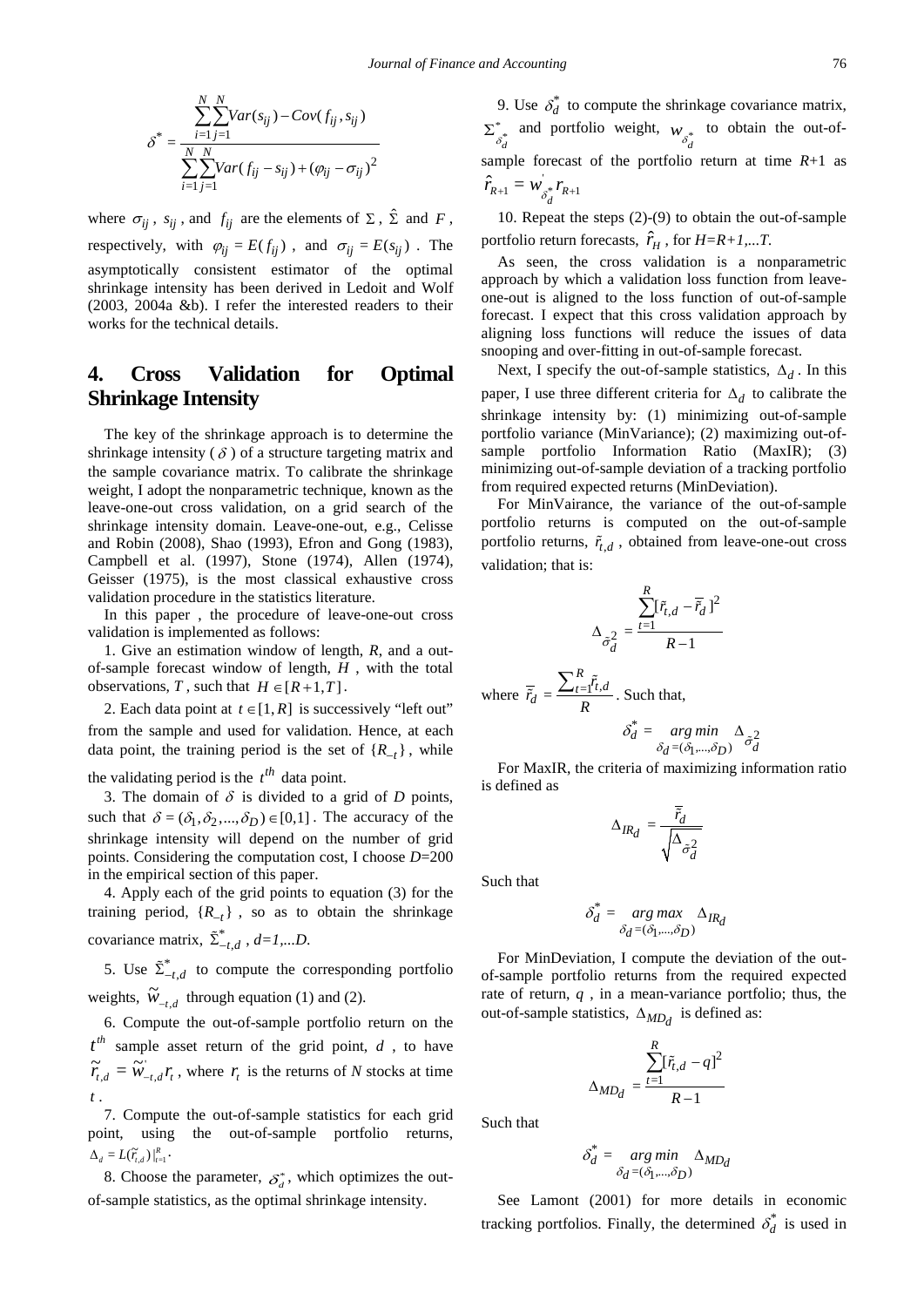$$\delta^* = \frac{\sum_{i=1}^{N}\sum_{j=1}^{N} Var(s_{ij}) - Cov(f_{ij}, s_{ij})}{\sum_{i=1}^{N}\sum_{j=1}^{N} Var(f_{ij} - s_{ij}) + (\varphi_{ij} - \sigma_{ij})^2}$$

where $\sigma_{ij}$, $s_{ij}$, and $f_{ij}$ are the elements of $\Sigma$, $\hat{\Sigma}$ and $F$, respectively, with $\varphi_{ij} = E(f_{ij})$, and $\sigma_{ij} = E(s_{ij})$. The asymptotically consistent estimator of the optimal shrinkage intensity has been derived in Ledoit and Wolf (2003, 2004a &b). I refer the interested readers to their works for the technical details.

## 4. Cross Validation for Optimal Shrinkage Intensity

The key of the shrinkage approach is to determine the shrinkage intensity ($\delta$) of a structure targeting matrix and the sample covariance matrix. To calibrate the shrinkage weight, I adopt the nonparametric technique, known as the leave-one-out cross validation, on a grid search of the shrinkage intensity domain. Leave-one-out, e.g., Celisse and Robin (2008), Shao (1993), Efron and Gong (1983), Campbell et al. (1997), Stone (1974), Allen (1974), Geisser (1975), is the most classical exhaustive cross validation procedure in the statistics literature.

In this paper , the procedure of leave-one-out cross validation is implemented as follows:

1. Give an estimation window of length, $R$, and a out-of-sample forecast window of length, $H$ , with the total observations, $T$ , such that $H \in [R+1, T]$.

2. Each data point at $t \in [1, R]$ is successively "left out" from the sample and used for validation. Hence, at each data point, the training period is the set of $\{R_{-t}\}$, while the validating period is the $t^{th}$ data point.

3. The domain of $\delta$ is divided to a grid of $D$ points, such that $\delta = (\delta_1, \delta_2, ..., \delta_D) \in [0,1]$. The accuracy of the shrinkage intensity will depend on the number of grid points. Considering the computation cost, I choose $D$=200 in the empirical section of this paper.

4. Apply each of the grid points to equation (3) for the training period, $\{R_{-t}\}$, so as to obtain the shrinkage covariance matrix, $\tilde{\Sigma}^*_{-t,d}$ , $d=1,...D$.

5. Use $\tilde{\Sigma}^*_{-t,d}$ to compute the corresponding portfolio weights, $\tilde{w}_{-t,d}$ through equation (1) and (2).

6. Compute the out-of-sample portfolio return on the $t^{th}$ sample asset return of the grid point, $d$ , to have $\tilde{r}_{t,d} = \tilde{w}'_{-t,d} r_t$ , where $r_t$ is the returns of $N$ stocks at time $t$ .

7. Compute the out-of-sample statistics for each grid point, using the out-of-sample portfolio returns, $\Delta_d = L(\tilde{r}_{t,d})|_{t=1}^{R}$.

8. Choose the parameter, $\delta^*_d$, which optimizes the out-of-sample statistics, as the optimal shrinkage intensity.

9. Use $\delta^*_d$ to compute the shrinkage covariance matrix, $\Sigma^*_{\delta^*_d}$ and portfolio weight, $w_{\delta^*_d}$ to obtain the out-of-sample forecast of the portfolio return at time $R$+1 as $\hat{r}_{R+1} = w'_{\delta^*_d} r_{R+1}$

10. Repeat the steps (2)-(9) to obtain the out-of-sample portfolio return forecasts, $\hat{r}_H$ , for $H=R+1,...T$.

As seen, the cross validation is a nonparametric approach by which a validation loss function from leave-one-out is aligned to the loss function of out-of-sample forecast. I expect that this cross validation approach by aligning loss functions will reduce the issues of data snooping and over-fitting in out-of-sample forecast.

Next, I specify the out-of-sample statistics, $\Delta_d$. In this paper, I use three different criteria for $\Delta_d$ to calibrate the shrinkage intensity by: (1) minimizing out-of-sample portfolio variance (MinVariance); (2) maximizing out-of-sample portfolio Information Ratio (MaxIR); (3) minimizing out-of-sample deviation of a tracking portfolio from required expected returns (MinDeviation).

For MinVairance, the variance of the out-of-sample portfolio returns is computed on the out-of-sample portfolio returns, $\tilde{r}_{t,d}$ , obtained from leave-one-out cross validation; that is:

$$\Delta_{\tilde{\sigma}^2_d} = \frac{\sum_{t=1}^{R} [\tilde{r}_{t,d} - \bar{\tilde{r}}_d]^2}{R-1}$$

where $\bar{\tilde{r}}_d = \frac{\sum_{t=1}^{R} \tilde{r}_{t,d}}{R}$. Such that,

$$\delta^*_d = \underset{\delta_d = (\delta_1, ..., \delta_D)}{arg\,min}\ \Delta_{\tilde{\sigma}^2_d}$$

For MaxIR, the criteria of maximizing information ratio is defined as

$$\Delta_{IR_d} = \frac{\bar{\tilde{r}}_d}{\sqrt{\Delta_{\tilde{\sigma}^2_d}}}$$

Such that

$$\delta^*_d = \underset{\delta_d = (\delta_1, ..., \delta_D)}{arg\,max}\ \Delta_{IR_d}$$

For MinDeviation, I compute the deviation of the out-of-sample portfolio returns from the required expected rate of return, $q$ , in a mean-variance portfolio; thus, the out-of-sample statistics, $\Delta_{MD_d}$ is defined as:

$$\Delta_{MD_d} = \frac{\sum_{t=1}^{R} [\tilde{r}_{t,d} - q]^2}{R-1}$$

Such that

$$\delta^*_d = \underset{\delta_d = (\delta_1, ..., \delta_D)}{arg\,min}\ \Delta_{MD_d}$$

See Lamont (2001) for more details in economic tracking portfolios. Finally, the determined $\delta^*_d$ is used in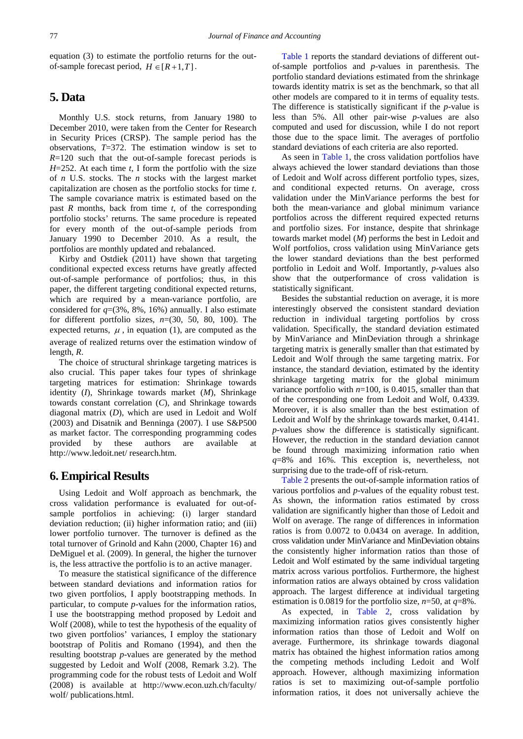equation (3) to estimate the portfolio returns for the out-of-sample forecast period, $H \in [R+1, T]$.

## 5. Data

Monthly U.S. stock returns, from January 1980 to December 2010, were taken from the Center for Research in Security Prices (CRSP). The sample period has the observations, $T$=372. The estimation window is set to $R$=120 such that the out-of-sample forecast periods is $H$=252. At each time $t$, I form the portfolio with the size of $n$ U.S. stocks. The $n$ stocks with the largest market capitalization are chosen as the portfolio stocks for time $t$. The sample covariance matrix is estimated based on the past $R$ months, back from time $t$, of the corresponding portfolio stocks' returns. The same procedure is repeated for every month of the out-of-sample periods from January 1990 to December 2010. As a result, the portfolios are monthly updated and rebalanced.

Kirby and Ostdiek (2011) have shown that targeting conditional expected excess returns have greatly affected out-of-sample performance of portfolios; thus, in this paper, the different targeting conditional expected returns, which are required by a mean-variance portfolio, are considered for $q$=(3%, 8%, 16%) annually. I also estimate for different portfolio sizes, $n$=(30, 50, 80, 100). The expected returns, $\mu$, in equation (1), are computed as the average of realized returns over the estimation window of length, $R$.

The choice of structural shrinkage targeting matrices is also crucial. This paper takes four types of shrinkage targeting matrices for estimation: Shrinkage towards identity ($I$), Shrinkage towards market ($M$), Shrinkage towards constant correlation ($C$), and Shrinkage towards diagonal matrix ($D$), which are used in Ledoit and Wolf (2003) and Disatnik and Benninga (2007). I use S&P500 as market factor. The corresponding programming codes provided by these authors are available at http://www.ledoit.net/ research.htm.

## 6. Empirical Results

Using Ledoit and Wolf approach as benchmark, the cross validation performance is evaluated for out-of-sample portfolios in achieving: (i) larger standard deviation reduction; (ii) higher information ratio; and (iii) lower portfolio turnover. The turnover is defined as the total turnover of Grinold and Kahn (2000, Chapter 16) and DeMiguel et al. (2009). In general, the higher the turnover is, the less attractive the portfolio is to an active manager.

To measure the statistical significance of the difference between standard deviations and information ratios for two given portfolios, I apply bootstrapping methods. In particular, to compute $p$-values for the information ratios, I use the bootstrapping method proposed by Ledoit and Wolf (2008), while to test the hypothesis of the equality of two given portfolios' variances, I employ the stationary bootstrap of Politis and Romano (1994), and then the resulting bootstrap $p$-values are generated by the method suggested by Ledoit and Wolf (2008, Remark 3.2). The programming code for the robust tests of Ledoit and Wolf (2008) is available at http://www.econ.uzh.ch/faculty/ wolf/ publications.html.

Table 1 reports the standard deviations of different out-of-sample portfolios and $p$-values in parenthesis. The portfolio standard deviations estimated from the shrinkage towards identity matrix is set as the benchmark, so that all other models are compared to it in terms of equality tests. The difference is statistically significant if the $p$-value is less than 5%. All other pair-wise $p$-values are also computed and used for discussion, while I do not report those due to the space limit. The averages of portfolio standard deviations of each criteria are also reported.

As seen in Table 1, the cross validation portfolios have always achieved the lower standard deviations than those of Ledoit and Wolf across different portfolio types, sizes, and conditional expected returns. On average, cross validation under the MinVariance performs the best for both the mean-variance and global minimum variance portfolios across the different required expected returns and portfolio sizes. For instance, despite that shrinkage towards market model ($M$) performs the best in Ledoit and Wolf portfolios, cross validation using MinVariance gets the lower standard deviations than the best performed portfolio in Ledoit and Wolf. Importantly, $p$-values also show that the outperformance of cross validation is statistically significant.

Besides the substantial reduction on average, it is more interestingly observed the consistent standard deviation reduction in individual targeting portfolios by cross validation. Specifically, the standard deviation estimated by MinVariance and MinDeviation through a shrinkage targeting matrix is generally smaller than that estimated by Ledoit and Wolf through the same targeting matrix. For instance, the standard deviation, estimated by the identity shrinkage targeting matrix for the global minimum variance portfolio with $n$=100, is 0.4015, smaller than that of the corresponding one from Ledoit and Wolf, 0.4339. Moreover, it is also smaller than the best estimation of Ledoit and Wolf by the shrinkage towards market, 0.4141. $p$-values show the difference is statistically significant. However, the reduction in the standard deviation cannot be found through maximizing information ratio when $q$=8% and 16%. This exception is, nevertheless, not surprising due to the trade-off of risk-return.

Table 2 presents the out-of-sample information ratios of various portfolios and $p$-values of the equality robust test. As shown, the information ratios estimated by cross validation are significantly higher than those of Ledoit and Wolf on average. The range of differences in information ratios is from 0.0072 to 0.0434 on average. In addition, cross validation under MinVariance and MinDeviation obtains the consistently higher information ratios than those of Ledoit and Wolf estimated by the same individual targeting matrix across various portfolios. Furthermore, the highest information ratios are always obtained by cross validation approach. The largest difference at individual targeting estimation is 0.0819 for the portfolio size, $n$=50, at $q$=8%.

As expected, in Table 2, cross validation by maximizing information ratios gives consistently higher information ratios than those of Ledoit and Wolf on average. Furthermore, its shrinkage towards diagonal matrix has obtained the highest information ratios among the competing methods including Ledoit and Wolf approach. However, although maximizing information ratios is set to maximizing out-of-sample portfolio information ratios, it does not universally achieve the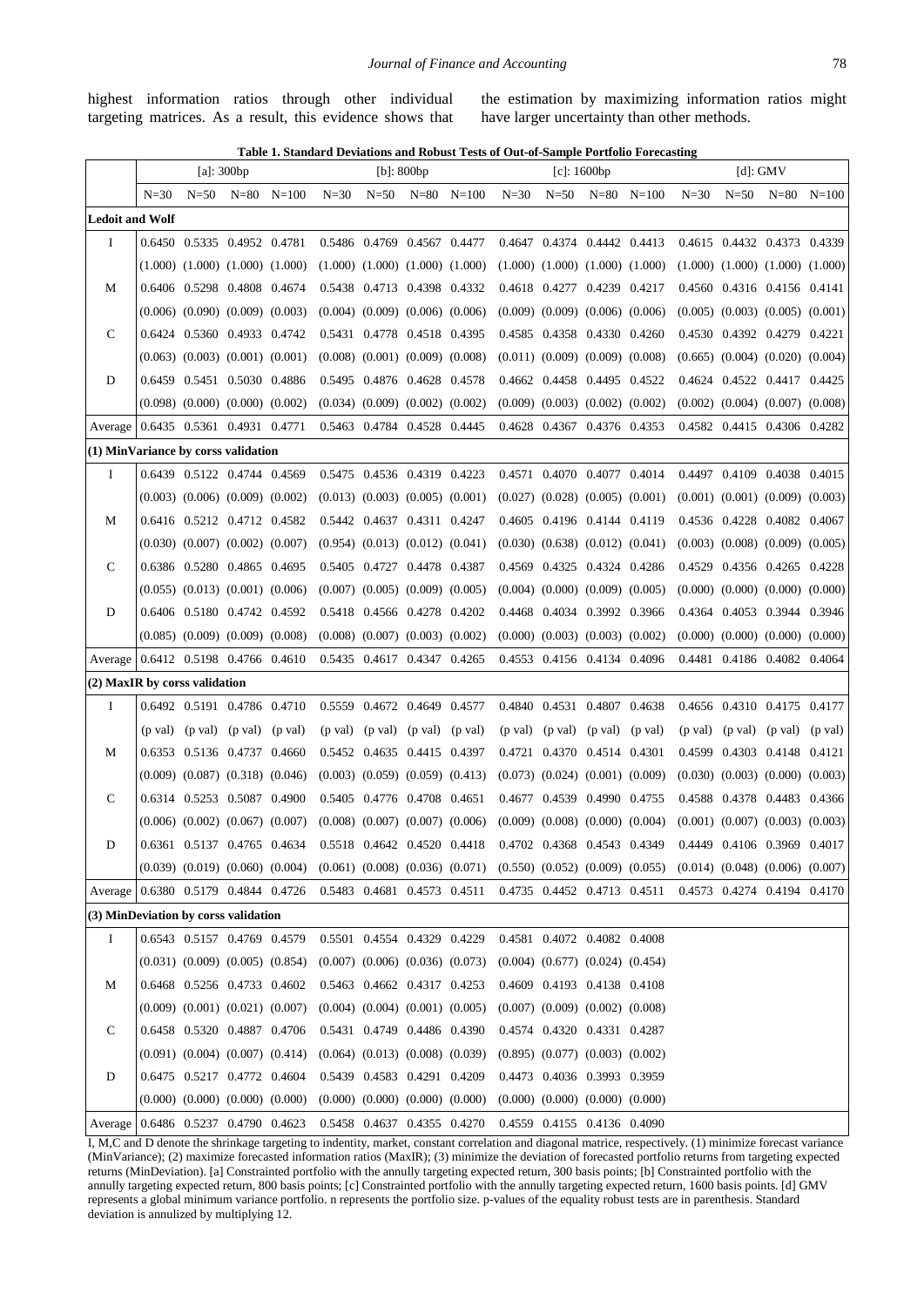highest information ratios through other individual targeting matrices. As a result, this evidence shows that the estimation by maximizing information ratios might have larger uncertainty than other methods.

**Table 1. Standard Deviations and Robust Tests of Out-of-Sample Portfolio Forecasting**

| | [a]: 300bp | | | | [b]: 800bp | | | | [c]: 1600bp | | | | [d]: GMV | | | |
|---|---|---|---|---|---|---|---|---|---|---|---|---|---|---|---|---|
| | N=30 | N=50 | N=80 | N=100 | N=30 | N=50 | N=80 | N=100 | N=30 | N=50 | N=80 | N=100 | N=30 | N=50 | N=80 | N=100 |
| **Ledoit and Wolf** | | | | | | | | | | | | | | | | |
| I | 0.6450 | 0.5335 | 0.4952 | 0.4781 | 0.5486 | 0.4769 | 0.4567 | 0.4477 | 0.4647 | 0.4374 | 0.4442 | 0.4413 | 0.4615 | 0.4432 | 0.4373 | 0.4339 |
| | (1.000) | (1.000) | (1.000) | (1.000) | (1.000) | (1.000) | (1.000) | (1.000) | (1.000) | (1.000) | (1.000) | (1.000) | (1.000) | (1.000) | (1.000) | (1.000) |
| M | 0.6406 | 0.5298 | 0.4808 | 0.4674 | 0.5438 | 0.4713 | 0.4398 | 0.4332 | 0.4618 | 0.4277 | 0.4239 | 0.4217 | 0.4560 | 0.4316 | 0.4156 | 0.4141 |
| | (0.006) | (0.090) | (0.009) | (0.003) | (0.004) | (0.009) | (0.006) | (0.006) | (0.009) | (0.009) | (0.006) | (0.006) | (0.005) | (0.003) | (0.005) | (0.001) |
| C | 0.6424 | 0.5360 | 0.4933 | 0.4742 | 0.5431 | 0.4778 | 0.4518 | 0.4395 | 0.4585 | 0.4358 | 0.4330 | 0.4260 | 0.4530 | 0.4392 | 0.4279 | 0.4221 |
| | (0.063) | (0.003) | (0.001) | (0.001) | (0.008) | (0.001) | (0.009) | (0.008) | (0.011) | (0.009) | (0.009) | (0.008) | (0.665) | (0.004) | (0.020) | (0.004) |
| D | 0.6459 | 0.5451 | 0.5030 | 0.4886 | 0.5495 | 0.4876 | 0.4628 | 0.4578 | 0.4662 | 0.4458 | 0.4495 | 0.4522 | 0.4624 | 0.4522 | 0.4417 | 0.4425 |
| | (0.098) | (0.000) | (0.000) | (0.002) | (0.034) | (0.009) | (0.002) | (0.002) | (0.009) | (0.003) | (0.002) | (0.002) | (0.002) | (0.004) | (0.007) | (0.008) |
| Average | 0.6435 | 0.5361 | 0.4931 | 0.4771 | 0.5463 | 0.4784 | 0.4528 | 0.4445 | 0.4628 | 0.4367 | 0.4376 | 0.4353 | 0.4582 | 0.4415 | 0.4306 | 0.4282 |
| **(1) MinVariance by corss validation** | | | | | | | | | | | | | | | | |
| I | 0.6439 | 0.5122 | 0.4744 | 0.4569 | 0.5475 | 0.4536 | 0.4319 | 0.4223 | 0.4571 | 0.4070 | 0.4077 | 0.4014 | 0.4497 | 0.4109 | 0.4038 | 0.4015 |
| | (0.003) | (0.006) | (0.009) | (0.002) | (0.013) | (0.003) | (0.005) | (0.001) | (0.027) | (0.028) | (0.005) | (0.001) | (0.001) | (0.001) | (0.009) | (0.003) |
| M | 0.6416 | 0.5212 | 0.4712 | 0.4582 | 0.5442 | 0.4637 | 0.4311 | 0.4247 | 0.4605 | 0.4196 | 0.4144 | 0.4119 | 0.4536 | 0.4228 | 0.4082 | 0.4067 |
| | (0.030) | (0.007) | (0.002) | (0.007) | (0.954) | (0.013) | (0.012) | (0.041) | (0.030) | (0.638) | (0.012) | (0.041) | (0.003) | (0.008) | (0.009) | (0.005) |
| C | 0.6386 | 0.5280 | 0.4865 | 0.4695 | 0.5405 | 0.4727 | 0.4478 | 0.4387 | 0.4569 | 0.4325 | 0.4324 | 0.4286 | 0.4529 | 0.4356 | 0.4265 | 0.4228 |
| | (0.055) | (0.013) | (0.001) | (0.006) | (0.007) | (0.005) | (0.009) | (0.005) | (0.004) | (0.000) | (0.009) | (0.005) | (0.000) | (0.000) | (0.000) | (0.000) |
| D | 0.6406 | 0.5180 | 0.4742 | 0.4592 | 0.5418 | 0.4566 | 0.4278 | 0.4202 | 0.4468 | 0.4034 | 0.3992 | 0.3966 | 0.4364 | 0.4053 | 0.3944 | 0.3946 |
| | (0.085) | (0.009) | (0.009) | (0.008) | (0.008) | (0.007) | (0.003) | (0.002) | (0.000) | (0.003) | (0.003) | (0.002) | (0.000) | (0.000) | (0.000) | (0.000) |
| Average | 0.6412 | 0.5198 | 0.4766 | 0.4610 | 0.5435 | 0.4617 | 0.4347 | 0.4265 | 0.4553 | 0.4156 | 0.4134 | 0.4096 | 0.4481 | 0.4186 | 0.4082 | 0.4064 |
| **(2) MaxIR by corss validation** | | | | | | | | | | | | | | | | |
| I | 0.6492 | 0.5191 | 0.4786 | 0.4710 | 0.5559 | 0.4672 | 0.4649 | 0.4577 | 0.4840 | 0.4531 | 0.4807 | 0.4638 | 0.4656 | 0.4310 | 0.4175 | 0.4177 |
| | (p val) | (p val) | (p val) | (p val) | (p val) | (p val) | (p val) | (p val) | (p val) | (p val) | (p val) | (p val) | (p val) | (p val) | (p val) | (p val) |
| M | 0.6353 | 0.5136 | 0.4737 | 0.4660 | 0.5452 | 0.4635 | 0.4415 | 0.4397 | 0.4721 | 0.4370 | 0.4514 | 0.4301 | 0.4599 | 0.4303 | 0.4148 | 0.4121 |
| | (0.009) | (0.087) | (0.318) | (0.046) | (0.003) | (0.059) | (0.059) | (0.413) | (0.073) | (0.024) | (0.001) | (0.009) | (0.030) | (0.003) | (0.000) | (0.003) |
| C | 0.6314 | 0.5253 | 0.5087 | 0.4900 | 0.5405 | 0.4776 | 0.4708 | 0.4651 | 0.4677 | 0.4539 | 0.4990 | 0.4755 | 0.4588 | 0.4378 | 0.4483 | 0.4366 |
| | (0.006) | (0.002) | (0.067) | (0.007) | (0.008) | (0.007) | (0.007) | (0.006) | (0.009) | (0.008) | (0.000) | (0.004) | (0.001) | (0.007) | (0.003) | (0.003) |
| D | 0.6361 | 0.5137 | 0.4765 | 0.4634 | 0.5518 | 0.4642 | 0.4520 | 0.4418 | 0.4702 | 0.4368 | 0.4543 | 0.4349 | 0.4449 | 0.4106 | 0.3969 | 0.4017 |
| | (0.039) | (0.019) | (0.060) | (0.004) | (0.061) | (0.008) | (0.036) | (0.071) | (0.550) | (0.052) | (0.009) | (0.055) | (0.014) | (0.048) | (0.006) | (0.007) |
| Average | 0.6380 | 0.5179 | 0.4844 | 0.4726 | 0.5483 | 0.4681 | 0.4573 | 0.4511 | 0.4735 | 0.4452 | 0.4713 | 0.4511 | 0.4573 | 0.4274 | 0.4194 | 0.4170 |
| **(3) MinDeviation by corss validation** | | | | | | | | | | | | | | | | |
| I | 0.6543 | 0.5157 | 0.4769 | 0.4579 | 0.5501 | 0.4554 | 0.4329 | 0.4229 | 0.4581 | 0.4072 | 0.4082 | 0.4008 | | | | |
| | (0.031) | (0.009) | (0.005) | (0.854) | (0.007) | (0.006) | (0.036) | (0.073) | (0.004) | (0.677) | (0.024) | (0.454) | | | | |
| M | 0.6468 | 0.5256 | 0.4733 | 0.4602 | 0.5463 | 0.4662 | 0.4317 | 0.4253 | 0.4609 | 0.4193 | 0.4138 | 0.4108 | | | | |
| | (0.009) | (0.001) | (0.021) | (0.007) | (0.004) | (0.004) | (0.001) | (0.005) | (0.007) | (0.009) | (0.002) | (0.008) | | | | |
| C | 0.6458 | 0.5320 | 0.4887 | 0.4706 | 0.5431 | 0.4749 | 0.4486 | 0.4390 | 0.4574 | 0.4320 | 0.4331 | 0.4287 | | | | |
| | (0.091) | (0.004) | (0.007) | (0.414) | (0.064) | (0.013) | (0.008) | (0.039) | (0.895) | (0.077) | (0.003) | (0.002) | | | | |
| D | 0.6475 | 0.5217 | 0.4772 | 0.4604 | 0.5439 | 0.4583 | 0.4291 | 0.4209 | 0.4473 | 0.4036 | 0.3993 | 0.3959 | | | | |
| | (0.000) | (0.000) | (0.000) | (0.000) | (0.000) | (0.000) | (0.000) | (0.000) | (0.000) | (0.000) | (0.000) | (0.000) | | | | |
| Average | 0.6486 | 0.5237 | 0.4790 | 0.4623 | 0.5458 | 0.4637 | 0.4355 | 0.4270 | 0.4559 | 0.4155 | 0.4136 | 0.4090 | | | | |

I, M,C and D denote the shrinkage targeting to indentity, market, constant correlation and diagonal matrice, respectively. (1) minimize forecast variance (MinVariance); (2) maximize forecasted information ratios (MaxIR); (3) minimize the deviation of forecasted portfolio returns from targeting expected returns (MinDeviation). [a] Constraintted portfolio with the annully targeting expected return, 300 basis points; [b] Constrainted portfolio with the annully targeting expected return, 800 basis points; [c] Constrainted portfolio with the annully targeting expected return, 1600 basis points. [d] GMV represents a global minimum variance portfolio. n represents the portfolio size. p-values of the equality robust tests are in parenthesis. Standard deviation is annulized by multiplying 12.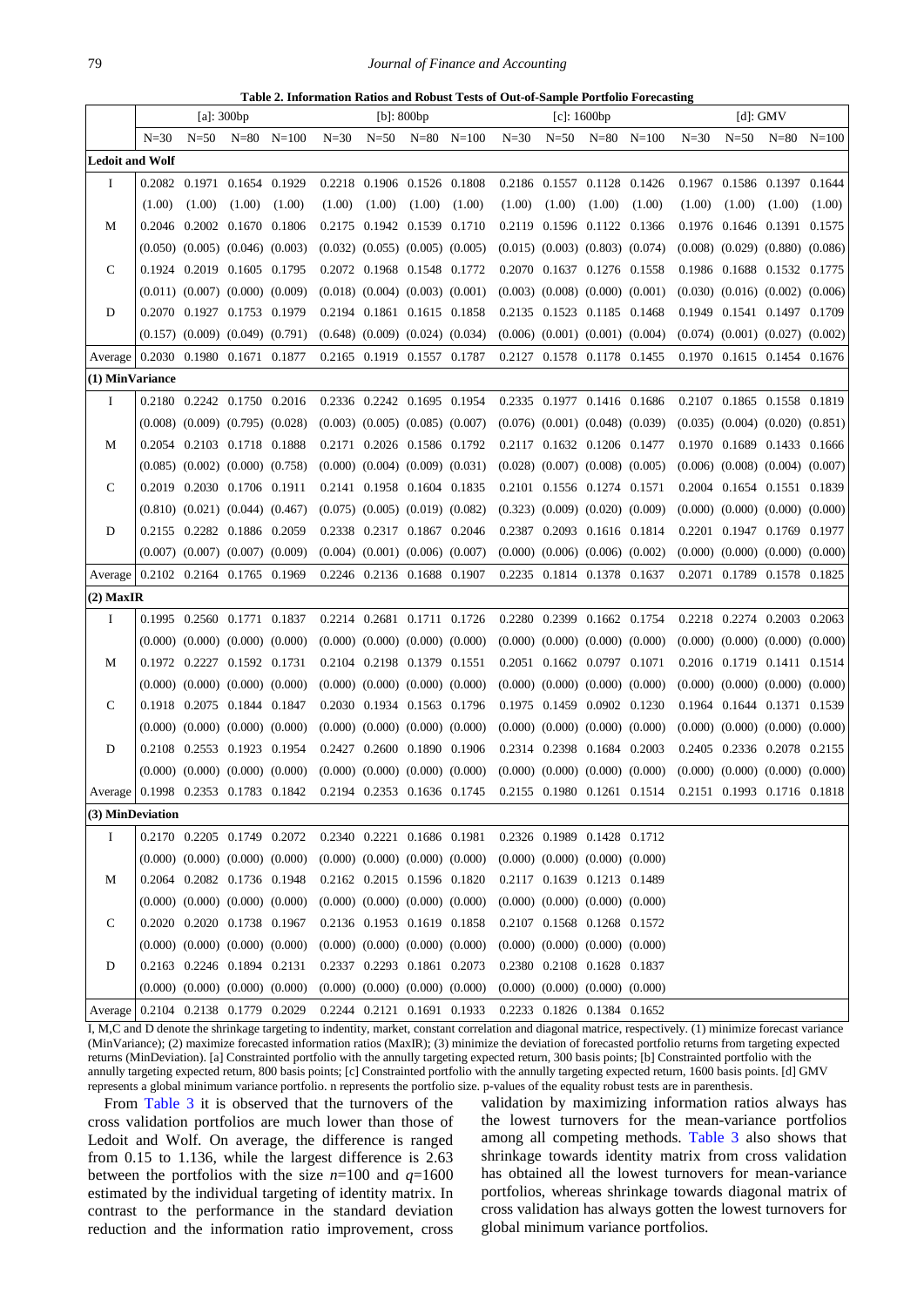**Table 2. Information Ratios and Robust Tests of Out-of-Sample Portfolio Forecasting**

| | [a]: 300bp | | | | [b]: 800bp | | | | [c]: 1600bp | | | | [d]: GMV | | | |
|---|---|---|---|---|---|---|---|---|---|---|---|---|---|---|---|---|
| | N=30 | N=50 | N=80 | N=100 | N=30 | N=50 | N=80 | N=100 | N=30 | N=50 | N=80 | N=100 | N=30 | N=50 | N=80 | N=100 |
| **Ledoit and Wolf** | | | | | | | | | | | | | | | | |
| I | 0.2082 | 0.1971 | 0.1654 | 0.1929 | 0.2218 | 0.1906 | 0.1526 | 0.1808 | 0.2186 | 0.1557 | 0.1128 | 0.1426 | 0.1967 | 0.1586 | 0.1397 | 0.1644 |
| | (1.00) | (1.00) | (1.00) | (1.00) | (1.00) | (1.00) | (1.00) | (1.00) | (1.00) | (1.00) | (1.00) | (1.00) | (1.00) | (1.00) | (1.00) | (1.00) |
| M | 0.2046 | 0.2002 | 0.1670 | 0.1806 | 0.2175 | 0.1942 | 0.1539 | 0.1710 | 0.2119 | 0.1596 | 0.1122 | 0.1366 | 0.1976 | 0.1646 | 0.1391 | 0.1575 |
| | (0.050) | (0.005) | (0.046) | (0.003) | (0.032) | (0.055) | (0.005) | (0.005) | (0.015) | (0.003) | (0.803) | (0.074) | (0.008) | (0.029) | (0.880) | (0.086) |
| C | 0.1924 | 0.2019 | 0.1605 | 0.1795 | 0.2072 | 0.1968 | 0.1548 | 0.1772 | 0.2070 | 0.1637 | 0.1276 | 0.1558 | 0.1986 | 0.1688 | 0.1532 | 0.1775 |
| | (0.011) | (0.007) | (0.000) | (0.009) | (0.018) | (0.004) | (0.003) | (0.001) | (0.003) | (0.008) | (0.000) | (0.001) | (0.030) | (0.016) | (0.002) | (0.006) |
| D | 0.2070 | 0.1927 | 0.1753 | 0.1979 | 0.2194 | 0.1861 | 0.1615 | 0.1858 | 0.2135 | 0.1523 | 0.1185 | 0.1468 | 0.1949 | 0.1541 | 0.1497 | 0.1709 |
| | (0.157) | (0.009) | (0.049) | (0.791) | (0.648) | (0.009) | (0.024) | (0.034) | (0.006) | (0.001) | (0.001) | (0.004) | (0.074) | (0.001) | (0.027) | (0.002) |
| Average | 0.2030 | 0.1980 | 0.1671 | 0.1877 | 0.2165 | 0.1919 | 0.1557 | 0.1787 | 0.2127 | 0.1578 | 0.1178 | 0.1455 | 0.1970 | 0.1615 | 0.1454 | 0.1676 |
| **(1) MinVariance** | | | | | | | | | | | | | | | | |
| I | 0.2180 | 0.2242 | 0.1750 | 0.2016 | 0.2336 | 0.2242 | 0.1695 | 0.1954 | 0.2335 | 0.1977 | 0.1416 | 0.1686 | 0.2107 | 0.1865 | 0.1558 | 0.1819 |
| | (0.008) | (0.009) | (0.795) | (0.028) | (0.003) | (0.005) | (0.085) | (0.007) | (0.076) | (0.001) | (0.048) | (0.039) | (0.035) | (0.004) | (0.020) | (0.851) |
| M | 0.2054 | 0.2103 | 0.1718 | 0.1888 | 0.2171 | 0.2026 | 0.1586 | 0.1792 | 0.2117 | 0.1632 | 0.1206 | 0.1477 | 0.1970 | 0.1689 | 0.1433 | 0.1666 |
| | (0.085) | (0.002) | (0.000) | (0.758) | (0.000) | (0.004) | (0.009) | (0.031) | (0.028) | (0.007) | (0.008) | (0.005) | (0.006) | (0.008) | (0.004) | (0.007) |
| C | 0.2019 | 0.2030 | 0.1706 | 0.1911 | 0.2141 | 0.1958 | 0.1604 | 0.1835 | 0.2101 | 0.1556 | 0.1274 | 0.1571 | 0.2004 | 0.1654 | 0.1551 | 0.1839 |
| | (0.810) | (0.021) | (0.044) | (0.467) | (0.075) | (0.005) | (0.019) | (0.082) | (0.323) | (0.009) | (0.020) | (0.009) | (0.000) | (0.000) | (0.000) | (0.000) |
| D | 0.2155 | 0.2282 | 0.1886 | 0.2059 | 0.2338 | 0.2317 | 0.1867 | 0.2046 | 0.2387 | 0.2093 | 0.1616 | 0.1814 | 0.2201 | 0.1947 | 0.1769 | 0.1977 |
| | (0.007) | (0.007) | (0.007) | (0.009) | (0.004) | (0.001) | (0.006) | (0.007) | (0.000) | (0.006) | (0.006) | (0.002) | (0.000) | (0.000) | (0.000) | (0.000) |
| Average | 0.2102 | 0.2164 | 0.1765 | 0.1969 | 0.2246 | 0.2136 | 0.1688 | 0.1907 | 0.2235 | 0.1814 | 0.1378 | 0.1637 | 0.2071 | 0.1789 | 0.1578 | 0.1825 |
| **(2) MaxIR** | | | | | | | | | | | | | | | | |
| I | 0.1995 | 0.2560 | 0.1771 | 0.1837 | 0.2214 | 0.2681 | 0.1711 | 0.1726 | 0.2280 | 0.2399 | 0.1662 | 0.1754 | 0.2218 | 0.2274 | 0.2003 | 0.2063 |
| | (0.000) | (0.000) | (0.000) | (0.000) | (0.000) | (0.000) | (0.000) | (0.000) | (0.000) | (0.000) | (0.000) | (0.000) | (0.000) | (0.000) | (0.000) | (0.000) |
| M | 0.1972 | 0.2227 | 0.1592 | 0.1731 | 0.2104 | 0.2198 | 0.1379 | 0.1551 | 0.2051 | 0.1662 | 0.0797 | 0.1071 | 0.2016 | 0.1719 | 0.1411 | 0.1514 |
| | (0.000) | (0.000) | (0.000) | (0.000) | (0.000) | (0.000) | (0.000) | (0.000) | (0.000) | (0.000) | (0.000) | (0.000) | (0.000) | (0.000) | (0.000) | (0.000) |
| C | 0.1918 | 0.2075 | 0.1844 | 0.1847 | 0.2030 | 0.1934 | 0.1563 | 0.1796 | 0.1975 | 0.1459 | 0.0902 | 0.1230 | 0.1964 | 0.1644 | 0.1371 | 0.1539 |
| | (0.000) | (0.000) | (0.000) | (0.000) | (0.000) | (0.000) | (0.000) | (0.000) | (0.000) | (0.000) | (0.000) | (0.000) | (0.000) | (0.000) | (0.000) | (0.000) |
| D | 0.2108 | 0.2553 | 0.1923 | 0.1954 | 0.2427 | 0.2600 | 0.1890 | 0.1906 | 0.2314 | 0.2398 | 0.1684 | 0.2003 | 0.2405 | 0.2336 | 0.2078 | 0.2155 |
| | (0.000) | (0.000) | (0.000) | (0.000) | (0.000) | (0.000) | (0.000) | (0.000) | (0.000) | (0.000) | (0.000) | (0.000) | (0.000) | (0.000) | (0.000) | (0.000) |
| Average | 0.1998 | 0.2353 | 0.1783 | 0.1842 | 0.2194 | 0.2353 | 0.1636 | 0.1745 | 0.2155 | 0.1980 | 0.1261 | 0.1514 | 0.2151 | 0.1993 | 0.1716 | 0.1818 |
| **(3) MinDeviation** | | | | | | | | | | | | | | | | |
| I | 0.2170 | 0.2205 | 0.1749 | 0.2072 | 0.2340 | 0.2221 | 0.1686 | 0.1981 | 0.2326 | 0.1989 | 0.1428 | 0.1712 | | | | |
| | (0.000) | (0.000) | (0.000) | (0.000) | (0.000) | (0.000) | (0.000) | (0.000) | (0.000) | (0.000) | (0.000) | (0.000) | | | | |
| M | 0.2064 | 0.2082 | 0.1736 | 0.1948 | 0.2162 | 0.2015 | 0.1596 | 0.1820 | 0.2117 | 0.1639 | 0.1213 | 0.1489 | | | | |
| | (0.000) | (0.000) | (0.000) | (0.000) | (0.000) | (0.000) | (0.000) | (0.000) | (0.000) | (0.000) | (0.000) | (0.000) | | | | |
| C | 0.2020 | 0.2020 | 0.1738 | 0.1967 | 0.2136 | 0.1953 | 0.1619 | 0.1858 | 0.2107 | 0.1568 | 0.1268 | 0.1572 | | | | |
| | (0.000) | (0.000) | (0.000) | (0.000) | (0.000) | (0.000) | (0.000) | (0.000) | (0.000) | (0.000) | (0.000) | (0.000) | | | | |
| D | 0.2163 | 0.2246 | 0.1894 | 0.2131 | 0.2337 | 0.2293 | 0.1861 | 0.2073 | 0.2380 | 0.2108 | 0.1628 | 0.1837 | | | | |
| | (0.000) | (0.000) | (0.000) | (0.000) | (0.000) | (0.000) | (0.000) | (0.000) | (0.000) | (0.000) | (0.000) | (0.000) | | | | |
| Average | 0.2104 | 0.2138 | 0.1779 | 0.2029 | 0.2244 | 0.2121 | 0.1691 | 0.1933 | 0.2233 | 0.1826 | 0.1384 | 0.1652 | | | | |

I, M,C and D denote the shrinkage targeting to indentity, market, constant correlation and diagonal matrice, respectively. (1) minimize forecast variance (MinVariance); (2) maximize forecasted information ratios (MaxIR); (3) minimize the deviation of forecasted portfolio returns from targeting expected returns (MinDeviation). [a] Constrainted portfolio with the annully targeting expected return, 300 basis points; [b] Constrainted portfolio with the annully targeting expected return, 800 basis points; [c] Constrainted portfolio with the annully targeting expected return, 1600 basis points. [d] GMV represents a global minimum variance portfolio. n represents the portfolio size. p-values of the equality robust tests are in parenthesis.

From Table 3 it is observed that the turnovers of the cross validation portfolios are much lower than those of Ledoit and Wolf. On average, the difference is ranged from 0.15 to 1.136, while the largest difference is 2.63 between the portfolios with the size $n$=100 and $q$=1600 estimated by the individual targeting of identity matrix. In contrast to the performance in the standard deviation reduction and the information ratio improvement, cross validation by maximizing information ratios always has the lowest turnovers for the mean-variance portfolios among all competing methods. Table 3 also shows that shrinkage towards identity matrix from cross validation has obtained all the lowest turnovers for mean-variance portfolios, whereas shrinkage towards diagonal matrix of cross validation has always gotten the lowest turnovers for global minimum variance portfolios.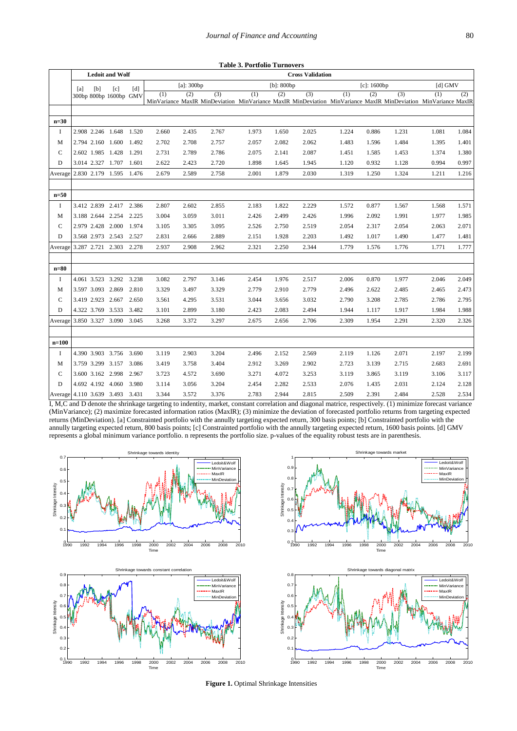**Table 3. Portfolio Turnovers**

| | Ledoit and Wolf | | | | Cross Validation | | | | | | | | | | |
|---|---|---|---|---|---|---|---|---|---|---|---|---|---|---|---|
| | [a] 300bp | [b] 800bp | [c] 1600bp | [d] GMV | [a]: 300bp | | | [b]: 800bp | | | [c]: 1600bp | | | [d] GMV | |
| | | | | | (1) MinVariance | (2) MaxIR | (3) MinDeviation | (1) MinVariance | (2) MaxIR | (3) MinDeviation | (1) MinVariance | (2) MaxIR | (3) MinDeviation | (1) MinVariance | (2) MaxIR |
| **n=30** | | | | | | | | | | | | | | | |
| I | 2.908 | 2.246 | 1.648 | 1.520 | 2.660 | 2.435 | 2.767 | 1.973 | 1.650 | 2.025 | 1.224 | 0.886 | 1.231 | 1.081 | 1.084 |
| M | 2.794 | 2.160 | 1.600 | 1.492 | 2.702 | 2.708 | 2.757 | 2.057 | 2.082 | 2.062 | 1.483 | 1.596 | 1.484 | 1.395 | 1.401 |
| C | 2.602 | 1.985 | 1.428 | 1.291 | 2.731 | 2.789 | 2.786 | 2.075 | 2.141 | 2.087 | 1.451 | 1.585 | 1.453 | 1.374 | 1.380 |
| D | 3.014 | 2.327 | 1.707 | 1.601 | 2.622 | 2.423 | 2.720 | 1.898 | 1.645 | 1.945 | 1.120 | 0.932 | 1.128 | 0.994 | 0.997 |
| Average | 2.830 | 2.179 | 1.595 | 1.476 | 2.679 | 2.589 | 2.758 | 2.001 | 1.879 | 2.030 | 1.319 | 1.250 | 1.324 | 1.211 | 1.216 |
| **n=50** | | | | | | | | | | | | | | | |
| I | 3.412 | 2.839 | 2.417 | 2.386 | 2.807 | 2.602 | 2.855 | 2.183 | 1.822 | 2.229 | 1.572 | 0.877 | 1.567 | 1.568 | 1.571 |
| M | 3.188 | 2.644 | 2.254 | 2.225 | 3.004 | 3.059 | 3.011 | 2.426 | 2.499 | 2.426 | 1.996 | 2.092 | 1.991 | 1.977 | 1.985 |
| C | 2.979 | 2.428 | 2.000 | 1.974 | 3.105 | 3.305 | 3.095 | 2.526 | 2.750 | 2.519 | 2.054 | 2.317 | 2.054 | 2.063 | 2.071 |
| D | 3.568 | 2.973 | 2.543 | 2.527 | 2.831 | 2.666 | 2.889 | 2.151 | 1.928 | 2.203 | 1.492 | 1.017 | 1.490 | 1.477 | 1.481 |
| Average | 3.287 | 2.721 | 2.303 | 2.278 | 2.937 | 2.908 | 2.962 | 2.321 | 2.250 | 2.344 | 1.779 | 1.576 | 1.776 | 1.771 | 1.777 |
| **n=80** | | | | | | | | | | | | | | | |
| I | 4.061 | 3.523 | 3.292 | 3.238 | 3.082 | 2.797 | 3.146 | 2.454 | 1.976 | 2.517 | 2.006 | 0.870 | 1.977 | 2.046 | 2.049 |
| M | 3.597 | 3.093 | 2.869 | 2.810 | 3.329 | 3.497 | 3.329 | 2.779 | 2.910 | 2.779 | 2.496 | 2.622 | 2.485 | 2.465 | 2.473 |
| C | 3.419 | 2.923 | 2.667 | 2.650 | 3.561 | 4.295 | 3.531 | 3.044 | 3.656 | 3.032 | 2.790 | 3.208 | 2.785 | 2.786 | 2.795 |
| D | 4.322 | 3.769 | 3.533 | 3.482 | 3.101 | 2.899 | 3.180 | 2.423 | 2.083 | 2.494 | 1.944 | 1.117 | 1.917 | 1.984 | 1.988 |
| Average | 3.850 | 3.327 | 3.090 | 3.045 | 3.268 | 3.372 | 3.297 | 2.675 | 2.656 | 2.706 | 2.309 | 1.954 | 2.291 | 2.320 | 2.326 |
| **n=100** | | | | | | | | | | | | | | | |
| I | 4.390 | 3.903 | 3.756 | 3.690 | 3.119 | 2.903 | 3.204 | 2.496 | 2.152 | 2.569 | 2.119 | 1.126 | 2.071 | 2.197 | 2.199 |
| M | 3.759 | 3.299 | 3.157 | 3.086 | 3.419 | 3.758 | 3.404 | 2.912 | 3.269 | 2.902 | 2.723 | 3.139 | 2.715 | 2.683 | 2.691 |
| C | 3.600 | 3.162 | 2.998 | 2.967 | 3.723 | 4.572 | 3.690 | 3.271 | 4.072 | 3.253 | 3.119 | 3.865 | 3.119 | 3.106 | 3.117 |
| D | 4.692 | 4.192 | 4.060 | 3.980 | 3.114 | 3.056 | 3.204 | 2.454 | 2.282 | 2.533 | 2.076 | 1.435 | 2.031 | 2.124 | 2.128 |
| Average | 4.110 | 3.639 | 3.493 | 3.431 | 3.344 | 3.572 | 3.376 | 2.783 | 2.944 | 2.815 | 2.509 | 2.391 | 2.484 | 2.528 | 2.534 |

I, M,C and D denote the shrinkage targeting to indentity, market, constant correlation and diagonal matrice, respectively. (1) minimize forecast variance (MinVariance); (2) maximize forecasted information ratios (MaxIR); (3) minimize the deviation of forecasted portfolio returns from targeting expected returns (MinDeviation). [a] Constrainted portfolio with the annully targeting expected return, 300 basis points; [b] Constrainted portfolio with the annully targeting expected return, 800 basis points; [c] Constrainted portfolio with the annully targeting expected return, 1600 basis points. [d] GMV represents a global minimum variance portfolio. n represents the portfolio size. p-values of the equality robust tests are in parenthesis.

**Figure 1.** Optimal Shrinkage Intensities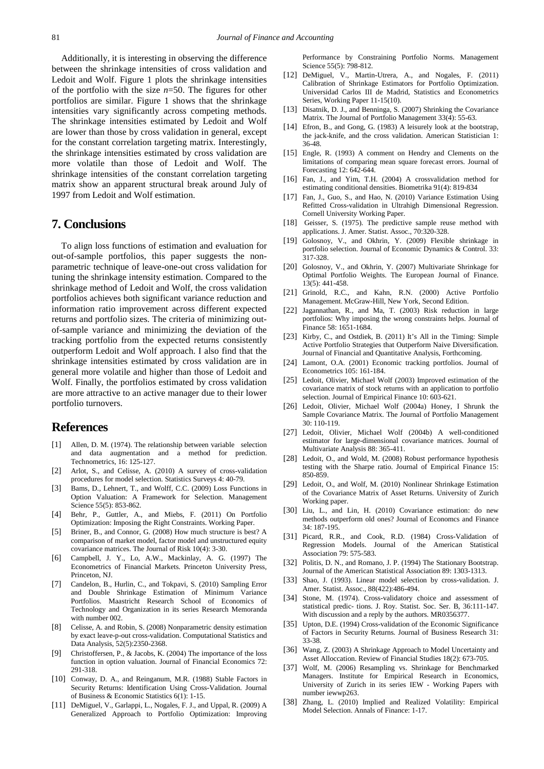Additionally, it is interesting in observing the difference between the shrinkage intensities of cross validation and Ledoit and Wolf. Figure 1 plots the shrinkage intensities of the portfolio with the size $n$=50. The figures for other portfolios are similar. Figure 1 shows that the shrinkage intensities vary significantly across competing methods. The shrinkage intensities estimated by Ledoit and Wolf are lower than those by cross validation in general, except for the constant correlation targeting matrix. Interestingly, the shrinkage intensities estimated by cross validation are more volatile than those of Ledoit and Wolf. The shrinkage intensities of the constant correlation targeting matrix show an apparent structural break around July of 1997 from Ledoit and Wolf estimation.

## 7. Conclusions

To align loss functions of estimation and evaluation for out-of-sample portfolios, this paper suggests the non-parametric technique of leave-one-out cross validation for tuning the shrinkage intensity estimation. Compared to the shrinkage method of Ledoit and Wolf, the cross validation portfolios achieves both significant variance reduction and information ratio improvement across different expected returns and portfolio sizes. The criteria of minimizing out-of-sample variance and minimizing the deviation of the tracking portfolio from the expected returns consistently outperform Ledoit and Wolf approach. I also find that the shrinkage intensities estimated by cross validation are in general more volatile and higher than those of Ledoit and Wolf. Finally, the portfolios estimated by cross validation are more attractive to an active manager due to their lower portfolio turnovers.

## References

[1] Allen, D. M. (1974). The relationship between variable selection and data augmentation and a method for prediction. Technometrics, 16: 125-127.

[2] Arlot, S., and Celisse, A. (2010) A survey of cross-validation procedures for model selection. Statistics Surveys 4: 40-79.

[3] Bams, D., Lehnert, T., and Wolff, C.C. (2009) Loss Functions in Option Valuation: A Framework for Selection. Management Science 55(5): 853-862.

[4] Behr, P., Guttler, A., and Miebs, F. (2011) On Portfolio Optimization: Imposing the Right Constraints. Working Paper.

[5] Briner, B., and Connor, G. (2008) How much structure is best? A comparison of market model, factor model and unstructured equity covariance matrices. The Journal of Risk 10(4): 3-30.

[6] Campbell, J. Y., Lo, A.W., Mackinlay, A. G. (1997) The Econometrics of Financial Markets. Princeton University Press, Princeton, NJ.

[7] Candelon, B., Hurlin, C., and Tokpavi, S. (2010) Sampling Error and Double Shrinkage Estimation of Minimum Variance Portfolios. Maastricht Research School of Economics of Technology and Organization in its series Research Memoranda with number 002.

[8] Celisse, A. and Robin, S. (2008) Nonparametric density estimation by exact leave-p-out cross-validation. Computational Statistics and Data Analysis, 52(5):2350-2368.

[9] Christoffersen, P., & Jacobs, K. (2004) The importance of the loss function in option valuation. Journal of Financial Economics 72: 291-318.

[10] Conway, D. A., and Reinganum, M.R. (1988) Stable Factors in Security Returns: Identification Using Cross-Validation. Journal of Business & Economic Statistics 6(1): 1-15.

[11] DeMiguel, V., Garlappi, L., Nogales, F. J., and Uppal, R. (2009) A Generalized Approach to Portfolio Optimization: Improving Performance by Constraining Portfolio Norms. Management Science 55(5): 798-812.

[12] DeMiguel, V., Martin-Utrera, A., and Nogales, F. (2011) Calibration of Shrinkage Estimators for Portfolio Optimization. Universidad Carlos III de Madrid, Statistics and Econometrics Series, Working Paper 11-15(10).

[13] Disatnik, D. J., and Benninga, S. (2007) Shrinking the Covariance Matrix. The Journal of Portfolio Management 33(4): 55-63.

[14] Efron, B., and Gong, G. (1983) A leisurely look at the bootstrap, the jack-knife, and the cross validation. American Statistician 1: 36-48.

[15] Engle, R. (1993) A comment on Hendry and Clements on the limitations of comparing mean square forecast errors. Journal of Forecasting 12: 642-644.

[16] Fan, J., and Yim, T.H. (2004) A crossvalidation method for estimating conditional densities. Biometrika 91(4): 819-834

[17] Fan, J., Guo, S., and Hao, N. (2010) Variance Estimation Using Refitted Cross-validation in Ultrahigh Dimensional Regression. Cornell University Working Paper.

[18] Geisser, S. (1975). The predictive sample reuse method with applications. J. Amer. Statist. Assoc., 70:320-328.

[19] Golosnoy, V., and Okhrin, Y. (2009) Flexible shrinkage in portfolio selection. Journal of Economic Dynamics & Control. 33: 317-328.

[20] Golosnoy, V., and Okhrin, Y. (2007) Multivariate Shrinkage for Optimal Portfolio Weights. The European Journal of Finance. 13(5): 441-458.

[21] Grinold, R.C., and Kahn, R.N. (2000) Active Portfolio Management. McGraw-Hill, New York, Second Edition.

[22] Jagannathan, R., and Ma, T. (2003) Risk reduction in large portfolios: Why imposing the wrong constraints helps. Journal of Finance 58: 1651-1684.

[23] Kirby, C., and Ostdiek, B. (2011) It's All in the Timing: Simple Active Portfolio Strategies that Outperform Naive Diversification. Journal of Financial and Quantitative Analysis, Forthcoming.

[24] Lamont, O.A. (2001) Economic tracking portfolios. Journal of Econometrics 105: 161-184.

[25] Ledoit, Olivier, Michael Wolf (2003) Improved estimation of the covariance matrix of stock returns with an application to portfolio selection. Journal of Empirical Finance 10: 603-621.

[26] Ledoit, Olivier, Michael Wolf (2004a) Honey, I Shrunk the Sample Covariance Matrix. The Journal of Portfolio Management 30: 110-119.

[27] Ledoit, Olivier, Michael Wolf (2004b) A well-conditioned estimator for large-dimensional covariance matrices. Journal of Multivariate Analysis 88: 365-411.

[28] Ledoit, O., and Wold, M. (2008) Robust performance hypothesis testing with the Sharpe ratio. Journal of Empirical Finance 15: 850-859.

[29] Ledoit, O., and Wolf, M. (2010) Nonlinear Shrinkage Estimation of the Covariance Matrix of Asset Returns. University of Zurich Working paper.

[30] Liu, L., and Lin, H. (2010) Covariance estimation: do new methods outperform old ones? Journal of Economcs and Finance 34: 187-195.

[31] Picard, R.R., and Cook, R.D. (1984) Cross-Validation of Regression Models. Journal of the American Statistical Association 79: 575-583.

[32] Politis, D. N., and Romano, J. P. (1994) The Stationary Bootstrap. Journal of the American Statistical Association 89: 1303-1313.

[33] Shao, J. (1993). Linear model selection by cross-validation. J. Amer. Statist. Assoc., 88(422):486-494.

[34] Stone, M. (1974). Cross-validatory choice and assessment of statistical predic- tions. J. Roy. Statist. Soc. Ser. B, 36:111-147. With discussion and a reply by the authors. MR0356377.

[35] Upton, D.E. (1994) Cross-validation of the Economic Significance of Factors in Security Returns. Journal of Business Research 31: 33-38.

[36] Wang, Z. (2003) A Shrinkage Approach to Model Uncertainty and Asset Alloccation. Review of Financial Studies 18(2): 673-705.

[37] Wolf, M. (2006) Resampling vs. Shrinkage for Benchmarked Managers. Institute for Empirical Research in Economics, University of Zurich in its series IEW - Working Papers with number iewwp263.

[38] Zhang, L. (2010) Implied and Realized Volatility: Empirical Model Selection. Annals of Finance: 1-17.